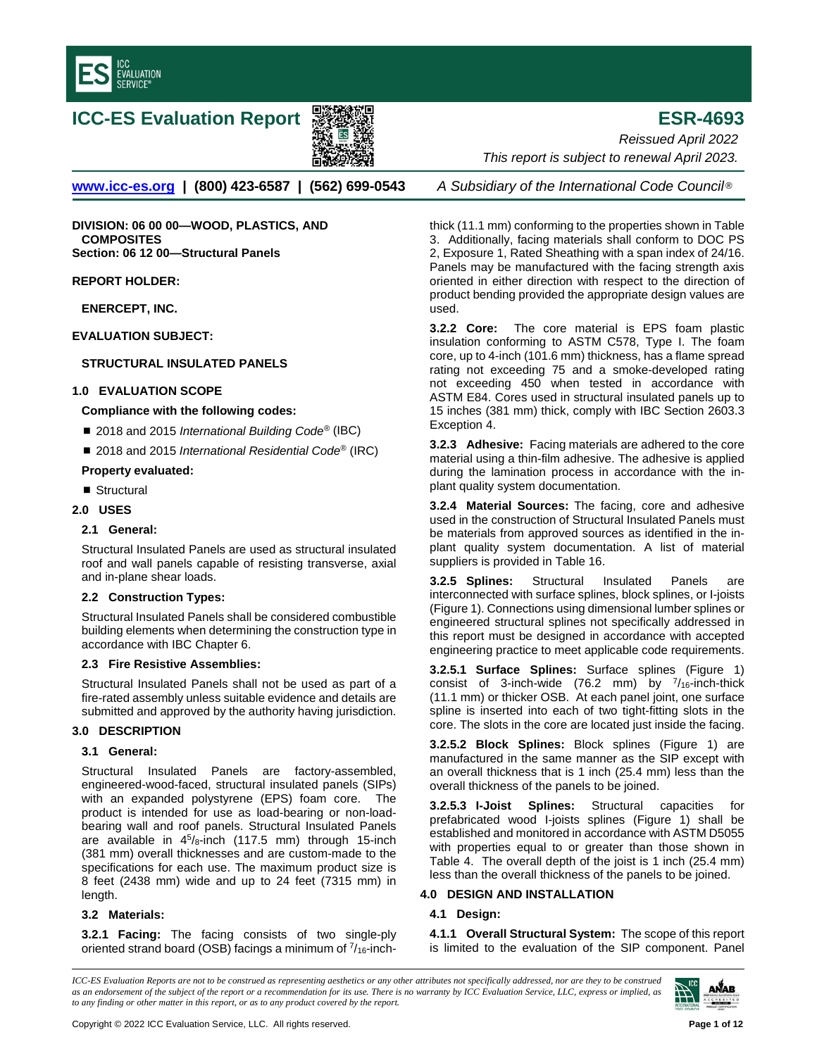# ICC-ES Evaluation Report

# ESR-4693

*Reissued April 2022*

*This report is subject to renewal April 2023.*

www.icc-es.org | (800) 423-6587 | (562) 699-0543 *A Subsidiary of the International Code Council®*

**DIVISION: 06 00 00—WOOD, PLASTICS, AND COMPOSITES**
**Section: 06 12 00—Structural Panels**

**REPORT HOLDER:**

**ENERCEPT, INC.**

**EVALUATION SUBJECT:**

**STRUCTURAL INSULATED PANELS**

## 1.0 EVALUATION SCOPE

**Compliance with the following codes:**

- 2018 and 2015 *International Building Code®* (IBC)
- 2018 and 2015 *International Residential Code®* (IRC)

**Property evaluated:**

- Structural

## 2.0 USES

### 2.1 General:

Structural Insulated Panels are used as structural insulated roof and wall panels capable of resisting transverse, axial and in-plane shear loads.

### 2.2 Construction Types:

Structural Insulated Panels shall be considered combustible building elements when determining the construction type in accordance with IBC Chapter 6.

### 2.3 Fire Resistive Assemblies:

Structural Insulated Panels shall not be used as part of a fire-rated assembly unless suitable evidence and details are submitted and approved by the authority having jurisdiction.

## 3.0 DESCRIPTION

### 3.1 General:

Structural Insulated Panels are factory-assembled, engineered-wood-faced, structural insulated panels (SIPs) with an expanded polystyrene (EPS) foam core. The product is intended for use as load-bearing or non-load-bearing wall and roof panels. Structural Insulated Panels are available in $4^5/_8$-inch (117.5 mm) through 15-inch (381 mm) overall thicknesses and are custom-made to the specifications for each use. The maximum product size is 8 feet (2438 mm) wide and up to 24 feet (7315 mm) in length.

### 3.2 Materials:

**3.2.1 Facing:** The facing consists of two single-ply oriented strand board (OSB) facings a minimum of $^7/_{16}$-inch-thick (11.1 mm) conforming to the properties shown in Table 3. Additionally, facing materials shall conform to DOC PS 2, Exposure 1, Rated Sheathing with a span index of 24/16. Panels may be manufactured with the facing strength axis oriented in either direction with respect to the direction of product bending provided the appropriate design values are used.

**3.2.2 Core:** The core material is EPS foam plastic insulation conforming to ASTM C578, Type I. The foam core, up to 4-inch (101.6 mm) thickness, has a flame spread rating not exceeding 75 and a smoke-developed rating not exceeding 450 when tested in accordance with ASTM E84. Cores used in structural insulated panels up to 15 inches (381 mm) thick, comply with IBC Section 2603.3 Exception 4.

**3.2.3 Adhesive:** Facing materials are adhered to the core material using a thin-film adhesive. The adhesive is applied during the lamination process in accordance with the in-plant quality system documentation.

**3.2.4 Material Sources:** The facing, core and adhesive used in the construction of Structural Insulated Panels must be materials from approved sources as identified in the in-plant quality system documentation. A list of material suppliers is provided in Table 16.

**3.2.5 Splines:** Structural Insulated Panels are interconnected with surface splines, block splines, or I-joists (Figure 1). Connections using dimensional lumber splines or engineered structural splines not specifically addressed in this report must be designed in accordance with accepted engineering practice to meet applicable code requirements.

**3.2.5.1 Surface Splines:** Surface splines (Figure 1) consist of 3-inch-wide (76.2 mm) by $^7/_{16}$-inch-thick (11.1 mm) or thicker OSB. At each panel joint, one surface spline is inserted into each of two tight-fitting slots in the core. The slots in the core are located just inside the facing.

**3.2.5.2 Block Splines:** Block splines (Figure 1) are manufactured in the same manner as the SIP except with an overall thickness that is 1 inch (25.4 mm) less than the overall thickness of the panels to be joined.

**3.2.5.3 I-Joist Splines:** Structural capacities for prefabricated wood I-joists splines (Figure 1) shall be established and monitored in accordance with ASTM D5055 with properties equal to or greater than those shown in Table 4. The overall depth of the joist is 1 inch (25.4 mm) less than the overall thickness of the panels to be joined.

## 4.0 DESIGN AND INSTALLATION

### 4.1 Design:

**4.1.1 Overall Structural System:** The scope of this report is limited to the evaluation of the SIP component. Panel

*ICC-ES Evaluation Reports are not to be construed as representing aesthetics or any other attributes not specifically addressed, nor are they to be construed as an endorsement of the subject of the report or a recommendation for its use. There is no warranty by ICC Evaluation Service, LLC, express or implied, as to any finding or other matter in this report, or as to any product covered by the report.*

Copyright © 2022 ICC Evaluation Service, LLC. All rights reserved.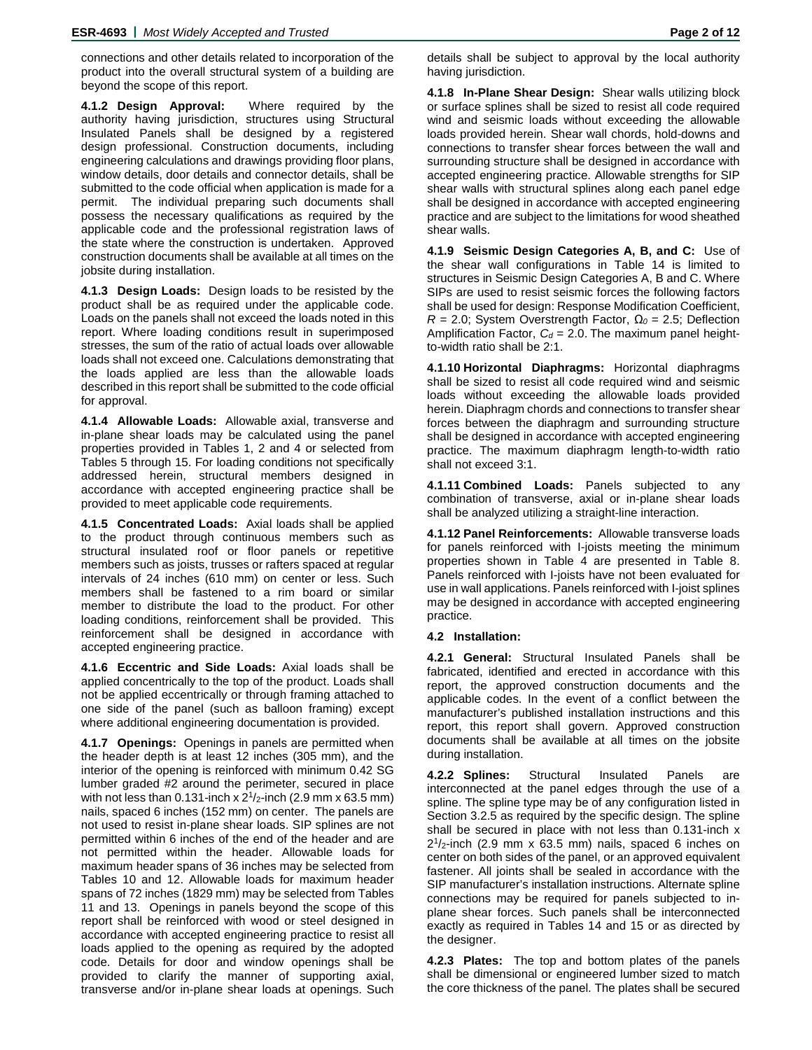connections and other details related to incorporation of the product into the overall structural system of a building are beyond the scope of this report.

**4.1.2 Design Approval:** Where required by the authority having jurisdiction, structures using Structural Insulated Panels shall be designed by a registered design professional. Construction documents, including engineering calculations and drawings providing floor plans, window details, door details and connector details, shall be submitted to the code official when application is made for a permit. The individual preparing such documents shall possess the necessary qualifications as required by the applicable code and the professional registration laws of the state where the construction is undertaken. Approved construction documents shall be available at all times on the jobsite during installation.

**4.1.3 Design Loads:** Design loads to be resisted by the product shall be as required under the applicable code. Loads on the panels shall not exceed the loads noted in this report. Where loading conditions result in superimposed stresses, the sum of the ratio of actual loads over allowable loads shall not exceed one. Calculations demonstrating that the loads applied are less than the allowable loads described in this report shall be submitted to the code official for approval.

**4.1.4 Allowable Loads:** Allowable axial, transverse and in-plane shear loads may be calculated using the panel properties provided in Tables 1, 2 and 4 or selected from Tables 5 through 15. For loading conditions not specifically addressed herein, structural members designed in accordance with accepted engineering practice shall be provided to meet applicable code requirements.

**4.1.5 Concentrated Loads:** Axial loads shall be applied to the product through continuous members such as structural insulated roof or floor panels or repetitive members such as joists, trusses or rafters spaced at regular intervals of 24 inches (610 mm) on center or less. Such members shall be fastened to a rim board or similar member to distribute the load to the product. For other loading conditions, reinforcement shall be provided. This reinforcement shall be designed in accordance with accepted engineering practice.

**4.1.6 Eccentric and Side Loads:** Axial loads shall be applied concentrically to the top of the product. Loads shall not be applied eccentrically or through framing attached to one side of the panel (such as balloon framing) except where additional engineering documentation is provided.

**4.1.7 Openings:** Openings in panels are permitted when the header depth is at least 12 inches (305 mm), and the interior of the opening is reinforced with minimum 0.42 SG lumber graded #2 around the perimeter, secured in place with not less than 0.131-inch x 2$^1/_2$-inch (2.9 mm x 63.5 mm) nails, spaced 6 inches (152 mm) on center. The panels are not used to resist in-plane shear loads. SIP splines are not permitted within 6 inches of the end of the header and are not permitted within the header. Allowable loads for maximum header spans of 36 inches may be selected from Tables 10 and 12. Allowable loads for maximum header spans of 72 inches (1829 mm) may be selected from Tables 11 and 13. Openings in panels beyond the scope of this report shall be reinforced with wood or steel designed in accordance with accepted engineering practice to resist all loads applied to the opening as required by the adopted code. Details for door and window openings shall be provided to clarify the manner of supporting axial, transverse and/or in-plane shear loads at openings. Such details shall be subject to approval by the local authority having jurisdiction.

**4.1.8 In-Plane Shear Design:** Shear walls utilizing block or surface splines shall be sized to resist all code required wind and seismic loads without exceeding the allowable loads provided herein. Shear wall chords, hold-downs and connections to transfer shear forces between the wall and surrounding structure shall be designed in accordance with accepted engineering practice. Allowable strengths for SIP shear walls with structural splines along each panel edge shall be designed in accordance with accepted engineering practice and are subject to the limitations for wood sheathed shear walls.

**4.1.9 Seismic Design Categories A, B, and C:** Use of the shear wall configurations in Table 14 is limited to structures in Seismic Design Categories A, B and C. Where SIPs are used to resist seismic forces the following factors shall be used for design: Response Modification Coefficient, $R$ = 2.0; System Overstrength Factor, $\Omega_o$ = 2.5; Deflection Amplification Factor, $C_d$ = 2.0. The maximum panel height-to-width ratio shall be 2:1.

**4.1.10 Horizontal Diaphragms:** Horizontal diaphragms shall be sized to resist all code required wind and seismic loads without exceeding the allowable loads provided herein. Diaphragm chords and connections to transfer shear forces between the diaphragm and surrounding structure shall be designed in accordance with accepted engineering practice. The maximum diaphragm length-to-width ratio shall not exceed 3:1.

**4.1.11 Combined Loads:** Panels subjected to any combination of transverse, axial or in-plane shear loads shall be analyzed utilizing a straight-line interaction.

**4.1.12 Panel Reinforcements:** Allowable transverse loads for panels reinforced with I-joists meeting the minimum properties shown in Table 4 are presented in Table 8. Panels reinforced with I-joists have not been evaluated for use in wall applications. Panels reinforced with I-joist splines may be designed in accordance with accepted engineering practice.

**4.2 Installation:**

**4.2.1 General:** Structural Insulated Panels shall be fabricated, identified and erected in accordance with this report, the approved construction documents and the applicable codes. In the event of a conflict between the manufacturer's published installation instructions and this report, this report shall govern. Approved construction documents shall be available at all times on the jobsite during installation.

**4.2.2 Splines:** Structural Insulated Panels are interconnected at the panel edges through the use of a spline. The spline type may be of any configuration listed in Section 3.2.5 as required by the specific design. The spline shall be secured in place with not less than 0.131-inch x 2$^1/_2$-inch (2.9 mm x 63.5 mm) nails, spaced 6 inches on center on both sides of the panel, or an approved equivalent fastener. All joints shall be sealed in accordance with the SIP manufacturer's installation instructions. Alternate spline connections may be required for panels subjected to in-plane shear forces. Such panels shall be interconnected exactly as required in Tables 14 and 15 or as directed by the designer.

**4.2.3 Plates:** The top and bottom plates of the panels shall be dimensional or engineered lumber sized to match the core thickness of the panel. The plates shall be secured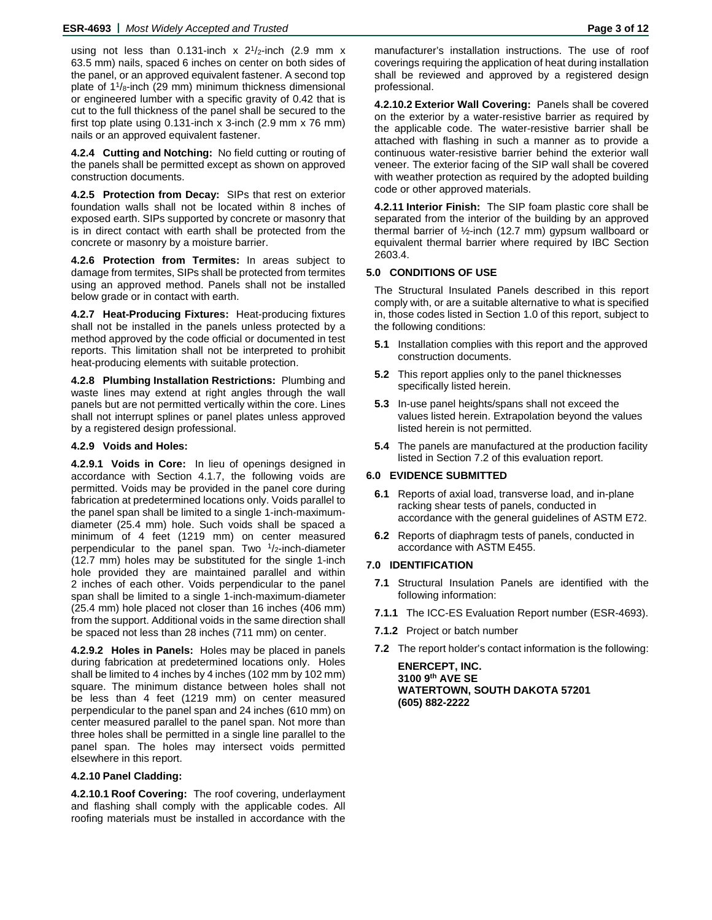using not less than 0.131-inch x 2[1]/[2]-inch (2.9 mm x 63.5 mm) nails, spaced 6 inches on center on both sides of the panel, or an approved equivalent fastener. A second top plate of 1[1]/[8]-inch (29 mm) minimum thickness dimensional or engineered lumber with a specific gravity of 0.42 that is cut to the full thickness of the panel shall be secured to the first top plate using 0.131-inch x 3-inch (2.9 mm x 76 mm) nails or an approved equivalent fastener.

**4.2.4 Cutting and Notching:** No field cutting or routing of the panels shall be permitted except as shown on approved construction documents.

**4.2.5 Protection from Decay:** SIPs that rest on exterior foundation walls shall not be located within 8 inches of exposed earth. SIPs supported by concrete or masonry that is in direct contact with earth shall be protected from the concrete or masonry by a moisture barrier.

**4.2.6 Protection from Termites:** In areas subject to damage from termites, SIPs shall be protected from termites using an approved method. Panels shall not be installed below grade or in contact with earth.

**4.2.7 Heat-Producing Fixtures:** Heat-producing fixtures shall not be installed in the panels unless protected by a method approved by the code official or documented in test reports. This limitation shall not be interpreted to prohibit heat-producing elements with suitable protection.

**4.2.8 Plumbing Installation Restrictions:** Plumbing and waste lines may extend at right angles through the wall panels but are not permitted vertically within the core. Lines shall not interrupt splines or panel plates unless approved by a registered design professional.

**4.2.9 Voids and Holes:**

**4.2.9.1 Voids in Core:** In lieu of openings designed in accordance with Section 4.1.7, the following voids are permitted. Voids may be provided in the panel core during fabrication at predetermined locations only. Voids parallel to the panel span shall be limited to a single 1-inch-maximum-diameter (25.4 mm) hole. Such voids shall be spaced a minimum of 4 feet (1219 mm) on center measured perpendicular to the panel span. Two [1]/[2]-inch-diameter (12.7 mm) holes may be substituted for the single 1-inch hole provided they are maintained parallel and within 2 inches of each other. Voids perpendicular to the panel span shall be limited to a single 1-inch-maximum-diameter (25.4 mm) hole placed not closer than 16 inches (406 mm) from the support. Additional voids in the same direction shall be spaced not less than 28 inches (711 mm) on center.

**4.2.9.2 Holes in Panels:** Holes may be placed in panels during fabrication at predetermined locations only. Holes shall be limited to 4 inches by 4 inches (102 mm by 102 mm) square. The minimum distance between holes shall not be less than 4 feet (1219 mm) on center measured perpendicular to the panel span and 24 inches (610 mm) on center measured parallel to the panel span. Not more than three holes shall be permitted in a single line parallel to the panel span. The holes may intersect voids permitted elsewhere in this report.

**4.2.10 Panel Cladding:**

**4.2.10.1 Roof Covering:** The roof covering, underlayment and flashing shall comply with the applicable codes. All roofing materials must be installed in accordance with the manufacturer's installation instructions. The use of roof coverings requiring the application of heat during installation shall be reviewed and approved by a registered design professional.

**4.2.10.2 Exterior Wall Covering:** Panels shall be covered on the exterior by a water-resistive barrier as required by the applicable code. The water-resistive barrier shall be attached with flashing in such a manner as to provide a continuous water-resistive barrier behind the exterior wall veneer. The exterior facing of the SIP wall shall be covered with weather protection as required by the adopted building code or other approved materials.

**4.2.11 Interior Finish:** The SIP foam plastic core shall be separated from the interior of the building by an approved thermal barrier of ½-inch (12.7 mm) gypsum wallboard or equivalent thermal barrier where required by IBC Section 2603.4.

## 5.0 CONDITIONS OF USE

The Structural Insulated Panels described in this report comply with, or are a suitable alternative to what is specified in, those codes listed in Section 1.0 of this report, subject to the following conditions:

**5.1** Installation complies with this report and the approved construction documents.

**5.2** This report applies only to the panel thicknesses specifically listed herein.

**5.3** In-use panel heights/spans shall not exceed the values listed herein. Extrapolation beyond the values listed herein is not permitted.

**5.4** The panels are manufactured at the production facility listed in Section 7.2 of this evaluation report.

## 6.0 EVIDENCE SUBMITTED

**6.1** Reports of axial load, transverse load, and in-plane racking shear tests of panels, conducted in accordance with the general guidelines of ASTM E72.

**6.2** Reports of diaphragm tests of panels, conducted in accordance with ASTM E455.

## 7.0 IDENTIFICATION

**7.1** Structural Insulation Panels are identified with the following information:

**7.1.1** The ICC-ES Evaluation Report number (ESR-4693).

**7.1.2** Project or batch number

**7.2** The report holder's contact information is the following:

**ENERCEPT, INC.**
**3100 9th AVE SE**
**WATERTOWN, SOUTH DAKOTA 57201**
**(605) 882-2222**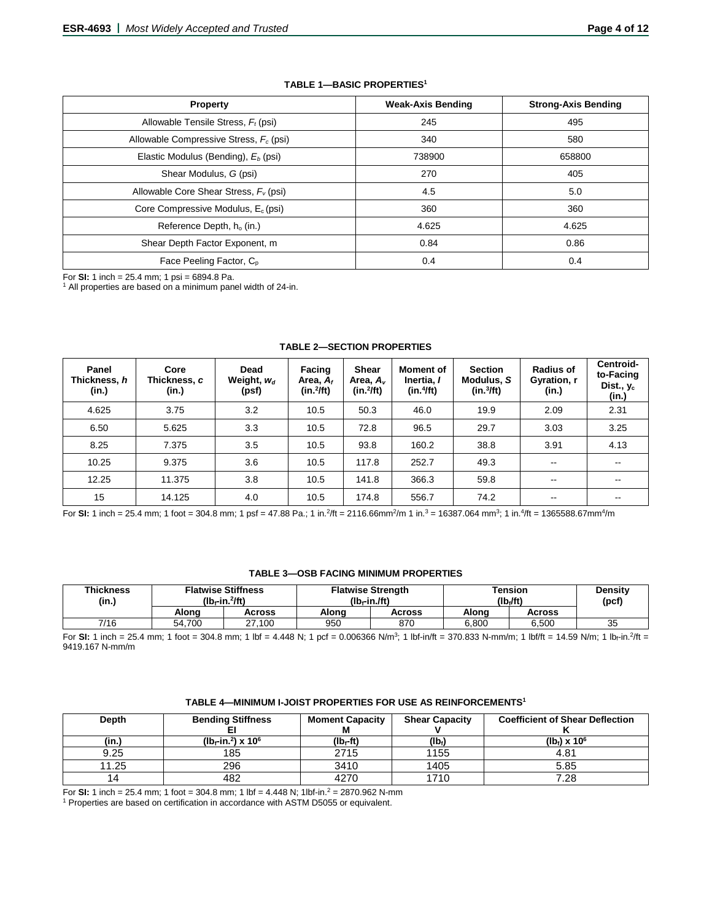**TABLE 1—BASIC PROPERTIES[1]**

| Property | Weak-Axis Bending | Strong-Axis Bending |
|---|---|---|
| Allowable Tensile Stress, $F_t$ (psi) | 245 | 495 |
| Allowable Compressive Stress, $F_c$ (psi) | 340 | 580 |
| Elastic Modulus (Bending), $E_b$ (psi) | 738900 | 658800 |
| Shear Modulus, $G$ (psi) | 270 | 405 |
| Allowable Core Shear Stress, $F_v$ (psi) | 4.5 | 5.0 |
| Core Compressive Modulus, $E_c$ (psi) | 360 | 360 |
| Reference Depth, $h_o$ (in.) | 4.625 | 4.625 |
| Shear Depth Factor Exponent, m | 0.84 | 0.86 |
| Face Peeling Factor, $C_p$ | 0.4 | 0.4 |

For **SI:** 1 inch = 25.4 mm; 1 psi = 6894.8 Pa.
[1] All properties are based on a minimum panel width of 24-in.

**TABLE 2—SECTION PROPERTIES**

| Panel Thickness, $h$ (in.) | Core Thickness, $c$ (in.) | Dead Weight, $w_d$ (psf) | Facing Area, $A_f$ (in.$^2$/ft) | Shear Area, $A_v$ (in.$^2$/ft) | Moment of Inertia, $I$ (in.$^4$/ft) | Section Modulus, $S$ (in.$^3$/ft) | Radius of Gyration, r (in.) | Centroid-to-Facing Dist., $y_c$ (in.) |
|---|---|---|---|---|---|---|---|---|
| 4.625 | 3.75 | 3.2 | 10.5 | 50.3 | 46.0 | 19.9 | 2.09 | 2.31 |
| 6.50 | 5.625 | 3.3 | 10.5 | 72.8 | 96.5 | 29.7 | 3.03 | 3.25 |
| 8.25 | 7.375 | 3.5 | 10.5 | 93.8 | 160.2 | 38.8 | 3.91 | 4.13 |
| 10.25 | 9.375 | 3.6 | 10.5 | 117.8 | 252.7 | 49.3 | -- | -- |
| 12.25 | 11.375 | 3.8 | 10.5 | 141.8 | 366.3 | 59.8 | -- | -- |
| 15 | 14.125 | 4.0 | 10.5 | 174.8 | 556.7 | 74.2 | -- | -- |

For **SI:** 1 inch = 25.4 mm; 1 foot = 304.8 mm; 1 psf = 47.88 Pa.; 1 in.$^2$/ft = 2116.66mm$^2$/m 1 in.$^3$ = 16387.064 mm$^3$; 1 in.$^4$/ft = 1365588.67mm$^4$/m

**TABLE 3—OSB FACING MINIMUM PROPERTIES**

| Thickness (in.) | Flatwise Stiffness ($lb_f$-in.$^2$/ft) | | Flatwise Strength ($lb_f$-in./ft) | | Tension ($lb_f$/ft) | | Density (pcf) |
|---|---|---|---|---|---|---|---|
| | Along | Across | Along | Across | Along | Across | |
| 7/16 | 54,700 | 27,100 | 950 | 870 | 6,800 | 6,500 | 35 |

For **SI:** 1 inch = 25.4 mm; 1 foot = 304.8 mm; 1 lbf = 4.448 N; 1 pcf = 0.006366 N/m$^3$; 1 lbf-in/ft = 370.833 N-mm/m; 1 lbf/ft = 14.59 N/m; 1 $lb_f$-in.$^2$/ft = 9419.167 N-mm/m

**TABLE 4—MINIMUM I-JOIST PROPERTIES FOR USE AS REINFORCEMENTS[1]**

| Depth | Bending Stiffness EI | Moment Capacity M | Shear Capacity V | Coefficient of Shear Deflection K |
|---|---|---|---|---|
| (in.) | ($lb_f$-in.$^2$) x $10^6$ | ($lb_f$-ft) | ($lb_f$) | ($lb_f$) x $10^6$ |
| 9.25 | 185 | 2715 | 1155 | 4.81 |
| 11.25 | 296 | 3410 | 1405 | 5.85 |
| 14 | 482 | 4270 | 1710 | 7.28 |

For **SI:** 1 inch = 25.4 mm; 1 foot = 304.8 mm; 1 lbf = 4.448 N; 1lbf-in.$^2$ = 2870.962 N-mm
[1] Properties are based on certification in accordance with ASTM D5055 or equivalent.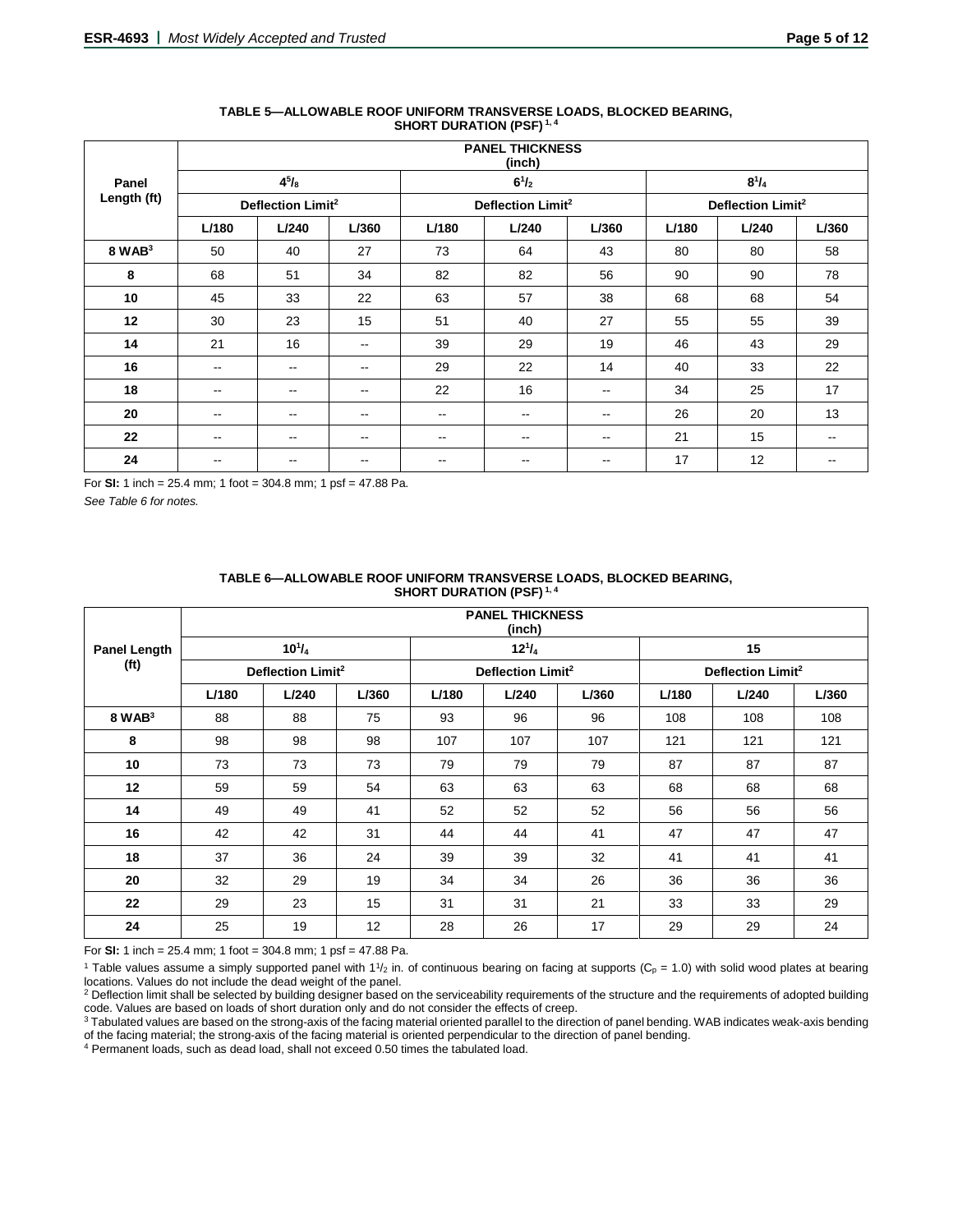**TABLE 5—ALLOWABLE ROOF UNIFORM TRANSVERSE LOADS, BLOCKED BEARING, SHORT DURATION (PSF)[1, 4]**

| Panel Length (ft) | PANEL THICKNESS (inch) | | | | | | | | |
|---|---|---|---|---|---|---|---|---|---|
| | $4^5/_8$ | | | $6^1/_2$ | | | $8^1/_4$ | | |
| | Deflection Limit[2] | | | Deflection Limit[2] | | | Deflection Limit[2] | | |
| | L/180 | L/240 | L/360 | L/180 | L/240 | L/360 | L/180 | L/240 | L/360 |
| **8 WAB[3]** | 50 | 40 | 27 | 73 | 64 | 43 | 80 | 80 | 58 |
| **8** | 68 | 51 | 34 | 82 | 82 | 56 | 90 | 90 | 78 |
| **10** | 45 | 33 | 22 | 63 | 57 | 38 | 68 | 68 | 54 |
| **12** | 30 | 23 | 15 | 51 | 40 | 27 | 55 | 55 | 39 |
| **14** | 21 | 16 | -- | 39 | 29 | 19 | 46 | 43 | 29 |
| **16** | -- | -- | -- | 29 | 22 | 14 | 40 | 33 | 22 |
| **18** | -- | -- | -- | 22 | 16 | -- | 34 | 25 | 17 |
| **20** | -- | -- | -- | -- | -- | -- | 26 | 20 | 13 |
| **22** | -- | -- | -- | -- | -- | -- | 21 | 15 | -- |
| **24** | -- | -- | -- | -- | -- | -- | 17 | 12 | -- |

For **SI:** 1 inch = 25.4 mm; 1 foot = 304.8 mm; 1 psf = 47.88 Pa.

*See Table 6 for notes.*

**TABLE 6—ALLOWABLE ROOF UNIFORM TRANSVERSE LOADS, BLOCKED BEARING, SHORT DURATION (PSF)[1, 4]**

| Panel Length (ft) | PANEL THICKNESS (inch) | | | | | | | | |
|---|---|---|---|---|---|---|---|---|---|
| | $10^1/_4$ | | | $12^1/_4$ | | | 15 | | |
| | Deflection Limit[2] | | | Deflection Limit[2] | | | Deflection Limit[2] | | |
| | L/180 | L/240 | L/360 | L/180 | L/240 | L/360 | L/180 | L/240 | L/360 |
| **8 WAB[3]** | 88 | 88 | 75 | 93 | 96 | 96 | 108 | 108 | 108 |
| **8** | 98 | 98 | 98 | 107 | 107 | 107 | 121 | 121 | 121 |
| **10** | 73 | 73 | 73 | 79 | 79 | 79 | 87 | 87 | 87 |
| **12** | 59 | 59 | 54 | 63 | 63 | 63 | 68 | 68 | 68 |
| **14** | 49 | 49 | 41 | 52 | 52 | 52 | 56 | 56 | 56 |
| **16** | 42 | 42 | 31 | 44 | 44 | 41 | 47 | 47 | 47 |
| **18** | 37 | 36 | 24 | 39 | 39 | 32 | 41 | 41 | 41 |
| **20** | 32 | 29 | 19 | 34 | 34 | 26 | 36 | 36 | 36 |
| **22** | 29 | 23 | 15 | 31 | 31 | 21 | 33 | 33 | 29 |
| **24** | 25 | 19 | 12 | 28 | 26 | 17 | 29 | 29 | 24 |

For **SI:** 1 inch = 25.4 mm; 1 foot = 304.8 mm; 1 psf = 47.88 Pa.

[1] Table values assume a simply supported panel with $1^1/_2$ in. of continuous bearing on facing at supports ($C_p$ = 1.0) with solid wood plates at bearing locations. Values do not include the dead weight of the panel.

[2] Deflection limit shall be selected by building designer based on the serviceability requirements of the structure and the requirements of adopted building code. Values are based on loads of short duration only and do not consider the effects of creep.

[3] Tabulated values are based on the strong-axis of the facing material oriented parallel to the direction of panel bending. WAB indicates weak-axis bending of the facing material; the strong-axis of the facing material is oriented perpendicular to the direction of panel bending.

[4] Permanent loads, such as dead load, shall not exceed 0.50 times the tabulated load.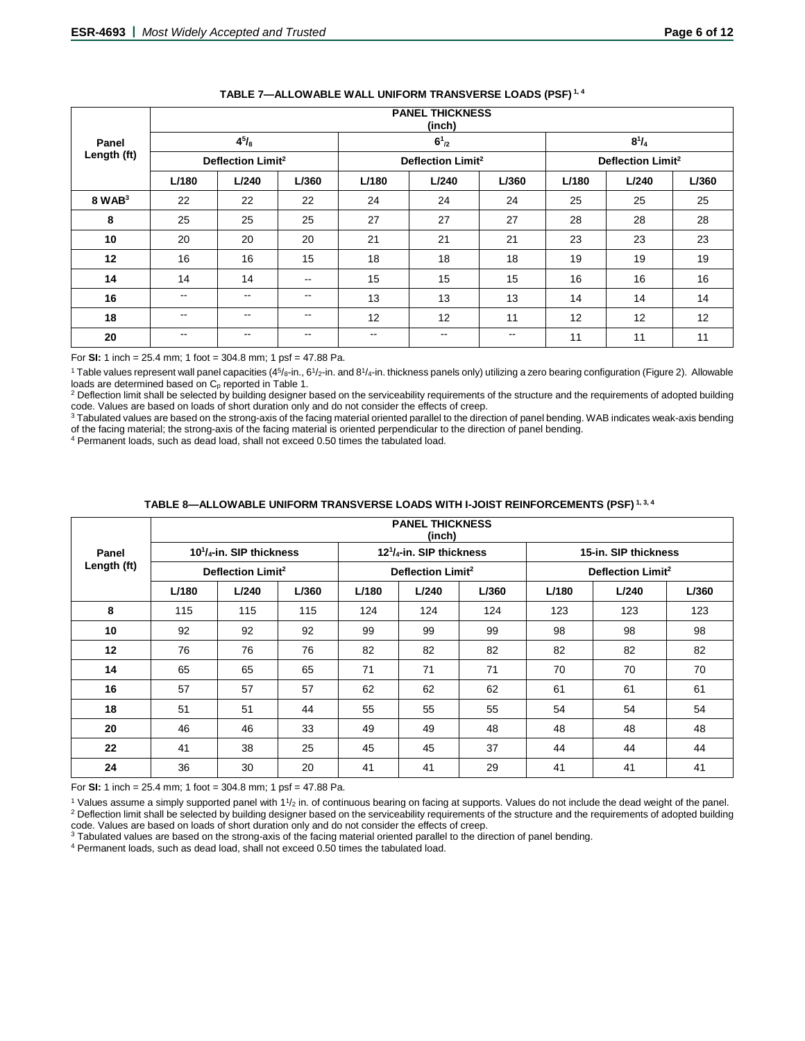**TABLE 7—ALLOWABLE WALL UNIFORM TRANSVERSE LOADS (PSF)[1, 4]**

| Panel Length (ft) | PANEL THICKNESS (inch) | | | | | | | | |
|---|---|---|---|---|---|---|---|---|---|
| | $4^5/_8$ | | | $6^1/_2$ | | | $8^1/_4$ | | |
| | Deflection Limit[2] | | | Deflection Limit[2] | | | Deflection Limit[2] | | |
| | L/180 | L/240 | L/360 | L/180 | L/240 | L/360 | L/180 | L/240 | L/360 |
| 8 WAB[3] | 22 | 22 | 22 | 24 | 24 | 24 | 25 | 25 | 25 |
| 8 | 25 | 25 | 25 | 27 | 27 | 27 | 28 | 28 | 28 |
| 10 | 20 | 20 | 20 | 21 | 21 | 21 | 23 | 23 | 23 |
| 12 | 16 | 16 | 15 | 18 | 18 | 18 | 19 | 19 | 19 |
| 14 | 14 | 14 | -- | 15 | 15 | 15 | 16 | 16 | 16 |
| 16 | -- | -- | -- | 13 | 13 | 13 | 14 | 14 | 14 |
| 18 | -- | -- | -- | 12 | 12 | 11 | 12 | 12 | 12 |
| 20 | -- | -- | -- | -- | -- | -- | 11 | 11 | 11 |

For **SI:** 1 inch = 25.4 mm; 1 foot = 304.8 mm; 1 psf = 47.88 Pa.

[1] Table values represent wall panel capacities ($4^5/_8$-in., $6^1/_2$-in. and $8^1/_4$-in. thickness panels only) utilizing a zero bearing configuration (Figure 2). Allowable loads are determined based on $C_p$ reported in Table 1.

[2] Deflection limit shall be selected by building designer based on the serviceability requirements of the structure and the requirements of adopted building code. Values are based on loads of short duration only and do not consider the effects of creep.

[3] Tabulated values are based on the strong-axis of the facing material oriented parallel to the direction of panel bending. WAB indicates weak-axis bending of the facing material; the strong-axis of the facing material is oriented perpendicular to the direction of panel bending.

[4] Permanent loads, such as dead load, shall not exceed 0.50 times the tabulated load.

**TABLE 8—ALLOWABLE UNIFORM TRANSVERSE LOADS WITH I-JOIST REINFORCEMENTS (PSF)[1, 3, 4]**

| Panel Length (ft) | PANEL THICKNESS (inch) | | | | | | | | |
|---|---|---|---|---|---|---|---|---|---|
| | $10^1/_4$-in. SIP thickness | | | $12^1/_4$-in. SIP thickness | | | 15-in. SIP thickness | | |
| | Deflection Limit[2] | | | Deflection Limit[2] | | | Deflection Limit[2] | | |
| | L/180 | L/240 | L/360 | L/180 | L/240 | L/360 | L/180 | L/240 | L/360 |
| 8 | 115 | 115 | 115 | 124 | 124 | 124 | 123 | 123 | 123 |
| 10 | 92 | 92 | 92 | 99 | 99 | 99 | 98 | 98 | 98 |
| 12 | 76 | 76 | 76 | 82 | 82 | 82 | 82 | 82 | 82 |
| 14 | 65 | 65 | 65 | 71 | 71 | 71 | 70 | 70 | 70 |
| 16 | 57 | 57 | 57 | 62 | 62 | 62 | 61 | 61 | 61 |
| 18 | 51 | 51 | 44 | 55 | 55 | 55 | 54 | 54 | 54 |
| 20 | 46 | 46 | 33 | 49 | 49 | 48 | 48 | 48 | 48 |
| 22 | 41 | 38 | 25 | 45 | 45 | 37 | 44 | 44 | 44 |
| 24 | 36 | 30 | 20 | 41 | 41 | 29 | 41 | 41 | 41 |

For **SI:** 1 inch = 25.4 mm; 1 foot = 304.8 mm; 1 psf = 47.88 Pa.

[1] Values assume a simply supported panel with $1^1/_2$ in. of continuous bearing on facing at supports. Values do not include the dead weight of the panel.

[2] Deflection limit shall be selected by building designer based on the serviceability requirements of the structure and the requirements of adopted building code. Values are based on loads of short duration only and do not consider the effects of creep.

[3] Tabulated values are based on the strong-axis of the facing material oriented parallel to the direction of panel bending.

[4] Permanent loads, such as dead load, shall not exceed 0.50 times the tabulated load.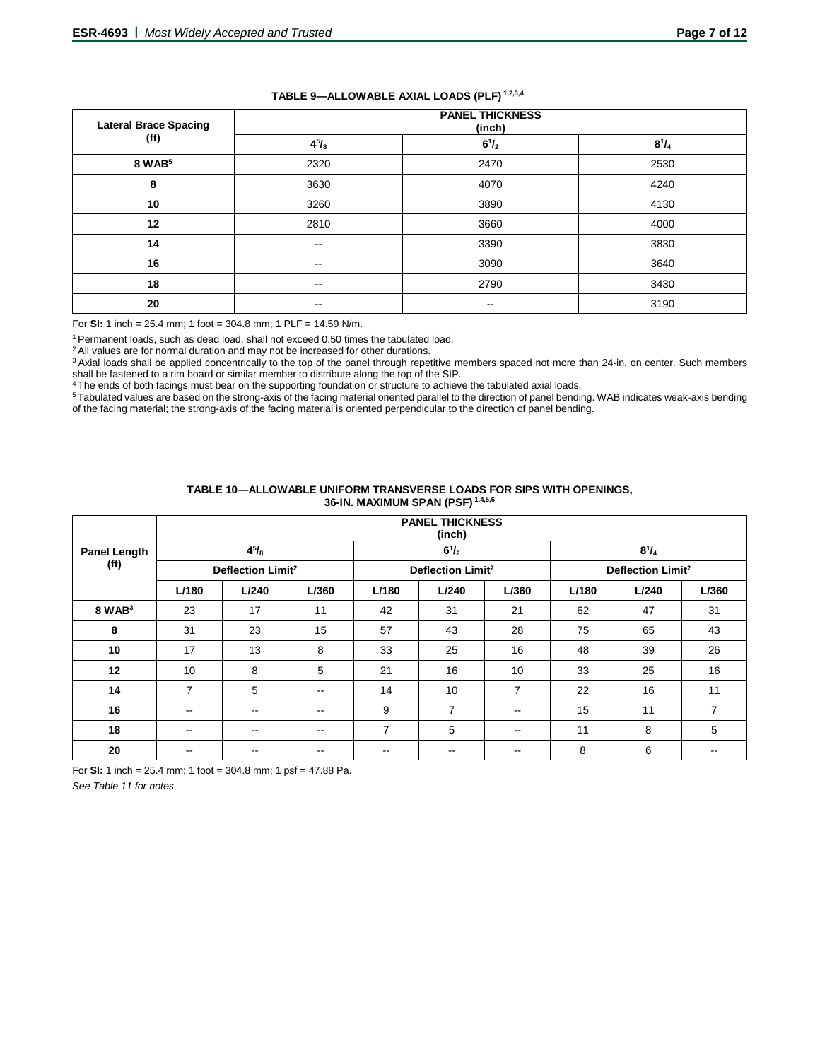**TABLE 9—ALLOWABLE AXIAL LOADS (PLF)** [1,2,3,4]

| Lateral Brace Spacing (ft) | PANEL THICKNESS (inch) | | |
|---|---|---|---|
| | $4^5/_8$ | $6^1/_2$ | $8^1/_4$ |
| **8 WAB**[5] | 2320 | 2470 | 2530 |
| **8** | 3630 | 4070 | 4240 |
| **10** | 3260 | 3890 | 4130 |
| **12** | 2810 | 3660 | 4000 |
| **14** | -- | 3390 | 3830 |
| **16** | -- | 3090 | 3640 |
| **18** | -- | 2790 | 3430 |
| **20** | -- | -- | 3190 |

For **SI:** 1 inch = 25.4 mm; 1 foot = 304.8 mm; 1 PLF = 14.59 N/m.

[1] Permanent loads, such as dead load, shall not exceed 0.50 times the tabulated load.

[2] All values are for normal duration and may not be increased for other durations.

[3] Axial loads shall be applied concentrically to the top of the panel through repetitive members spaced not more than 24-in. on center. Such members shall be fastened to a rim board or similar member to distribute along the top of the SIP.

[4] The ends of both facings must bear on the supporting foundation or structure to achieve the tabulated axial loads.

[5] Tabulated values are based on the strong-axis of the facing material oriented parallel to the direction of panel bending. WAB indicates weak-axis bending of the facing material; the strong-axis of the facing material is oriented perpendicular to the direction of panel bending.

**TABLE 10—ALLOWABLE UNIFORM TRANSVERSE LOADS FOR SIPS WITH OPENINGS, 36-IN. MAXIMUM SPAN (PSF)** [1,4,5,6]

| Panel Length (ft) | PANEL THICKNESS (inch) | | | | | | | | |
|---|---|---|---|---|---|---|---|---|---|
| | $4^5/_8$ | | | $6^1/_2$ | | | $8^1/_4$ | | |
| | Deflection Limit[2] | | | Deflection Limit[2] | | | Deflection Limit[2] | | |
| | L/180 | L/240 | L/360 | L/180 | L/240 | L/360 | L/180 | L/240 | L/360 |
| **8 WAB**[3] | 23 | 17 | 11 | 42 | 31 | 21 | 62 | 47 | 31 |
| **8** | 31 | 23 | 15 | 57 | 43 | 28 | 75 | 65 | 43 |
| **10** | 17 | 13 | 8 | 33 | 25 | 16 | 48 | 39 | 26 |
| **12** | 10 | 8 | 5 | 21 | 16 | 10 | 33 | 25 | 16 |
| **14** | 7 | 5 | -- | 14 | 10 | 7 | 22 | 16 | 11 |
| **16** | -- | -- | -- | 9 | 7 | -- | 15 | 11 | 7 |
| **18** | -- | -- | -- | 7 | 5 | -- | 11 | 8 | 5 |
| **20** | -- | -- | -- | -- | -- | -- | 8 | 6 | -- |

For **SI:** 1 inch = 25.4 mm; 1 foot = 304.8 mm; 1 psf = 47.88 Pa.

*See Table 11 for notes.*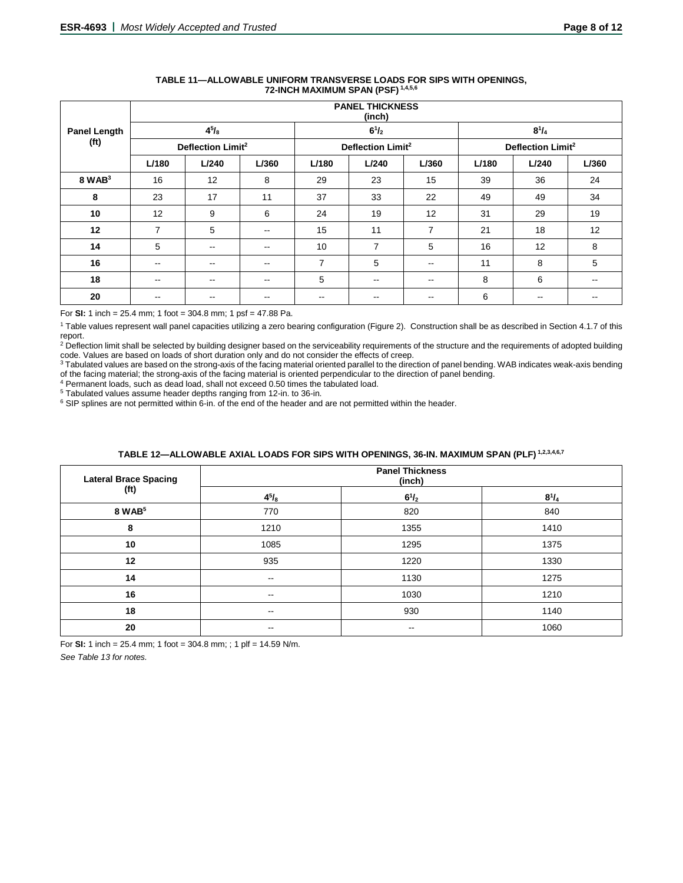**TABLE 11—ALLOWABLE UNIFORM TRANSVERSE LOADS FOR SIPS WITH OPENINGS, 72-INCH MAXIMUM SPAN (PSF) [1,4,5,6]**

| Panel Length (ft) | PANEL THICKNESS (inch) | | | | | | | | |
|---|---|---|---|---|---|---|---|---|---|
| | $4^5/_8$ | | | $6^1/_2$ | | | $8^1/_4$ | | |
| | Deflection Limit[2] | | | Deflection Limit[2] | | | Deflection Limit[2] | | |
| | L/180 | L/240 | L/360 | L/180 | L/240 | L/360 | L/180 | L/240 | L/360 |
| 8 WAB[3] | 16 | 12 | 8 | 29 | 23 | 15 | 39 | 36 | 24 |
| 8 | 23 | 17 | 11 | 37 | 33 | 22 | 49 | 49 | 34 |
| 10 | 12 | 9 | 6 | 24 | 19 | 12 | 31 | 29 | 19 |
| 12 | 7 | 5 | -- | 15 | 11 | 7 | 21 | 18 | 12 |
| 14 | 5 | -- | -- | 10 | 7 | 5 | 16 | 12 | 8 |
| 16 | -- | -- | -- | 7 | 5 | -- | 11 | 8 | 5 |
| 18 | -- | -- | -- | 5 | -- | -- | 8 | 6 | -- |
| 20 | -- | -- | -- | -- | -- | -- | 6 | -- | -- |

For **SI:** 1 inch = 25.4 mm; 1 foot = 304.8 mm; 1 psf = 47.88 Pa.

[1] Table values represent wall panel capacities utilizing a zero bearing configuration (Figure 2). Construction shall be as described in Section 4.1.7 of this report.

[2] Deflection limit shall be selected by building designer based on the serviceability requirements of the structure and the requirements of adopted building code. Values are based on loads of short duration only and do not consider the effects of creep.

[3] Tabulated values are based on the strong-axis of the facing material oriented parallel to the direction of panel bending. WAB indicates weak-axis bending of the facing material; the strong-axis of the facing material is oriented perpendicular to the direction of panel bending.

[4] Permanent loads, such as dead load, shall not exceed 0.50 times the tabulated load.

[5] Tabulated values assume header depths ranging from 12-in. to 36-in.

[6] SIP splines are not permitted within 6-in. of the end of the header and are not permitted within the header.

**TABLE 12—ALLOWABLE AXIAL LOADS FOR SIPS WITH OPENINGS, 36-IN. MAXIMUM SPAN (PLF) [1,2,3,4,6,7]**

| Lateral Brace Spacing (ft) | Panel Thickness (inch) | | |
|---|---|---|---|
| | $4^5/_8$ | $6^1/_2$ | $8^1/_4$ |
| 8 WAB[5] | 770 | 820 | 840 |
| 8 | 1210 | 1355 | 1410 |
| 10 | 1085 | 1295 | 1375 |
| 12 | 935 | 1220 | 1330 |
| 14 | -- | 1130 | 1275 |
| 16 | -- | 1030 | 1210 |
| 18 | -- | 930 | 1140 |
| 20 | -- | -- | 1060 |

For **SI:** 1 inch = 25.4 mm; 1 foot = 304.8 mm; ; 1 plf = 14.59 N/m.

*See Table 13 for notes.*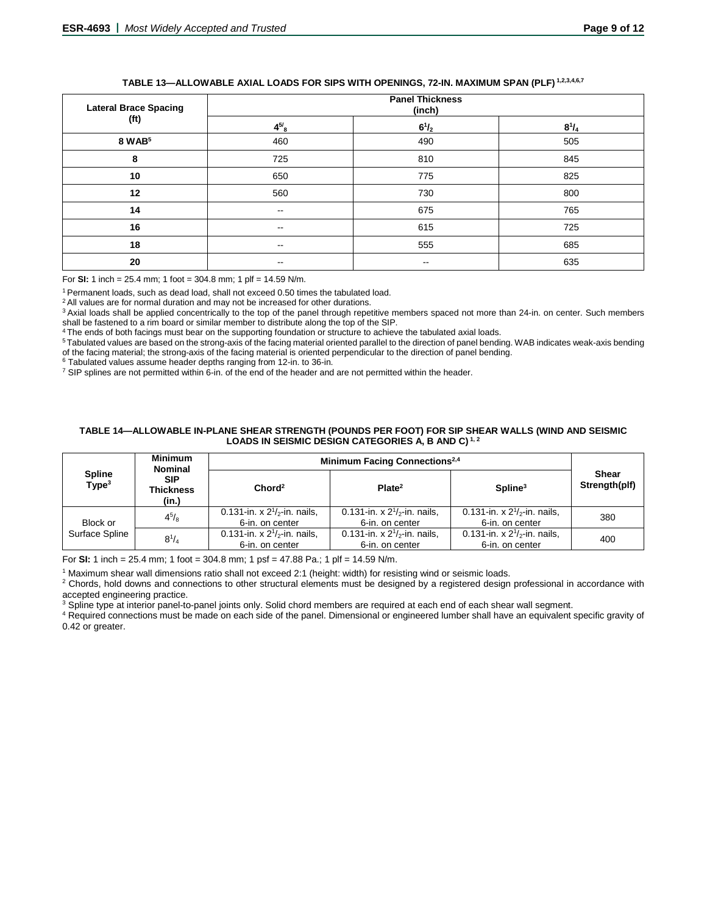**TABLE 13—ALLOWABLE AXIAL LOADS FOR SIPS WITH OPENINGS, 72-IN. MAXIMUM SPAN (PLF) [1,2,3,4,6,7]**

| Lateral Brace Spacing (ft) | Panel Thickness (inch) | | |
|---|---|---|---|
| | $4^5/_8$ | $6^1/_2$ | $8^1/_4$ |
| 8 WAB[5] | 460 | 490 | 505 |
| 8 | 725 | 810 | 845 |
| 10 | 650 | 775 | 825 |
| 12 | 560 | 730 | 800 |
| 14 | -- | 675 | 765 |
| 16 | -- | 615 | 725 |
| 18 | -- | 555 | 685 |
| 20 | -- | -- | 635 |

For **SI:** 1 inch = 25.4 mm; 1 foot = 304.8 mm; 1 plf = 14.59 N/m.

[1] Permanent loads, such as dead load, shall not exceed 0.50 times the tabulated load.
[2] All values are for normal duration and may not be increased for other durations.
[3] Axial loads shall be applied concentrically to the top of the panel through repetitive members spaced not more than 24-in. on center. Such members shall be fastened to a rim board or similar member to distribute along the top of the SIP.
[4] The ends of both facings must bear on the supporting foundation or structure to achieve the tabulated axial loads.
[5] Tabulated values are based on the strong-axis of the facing material oriented parallel to the direction of panel bending. WAB indicates weak-axis bending of the facing material; the strong-axis of the facing material is oriented perpendicular to the direction of panel bending.
[6] Tabulated values assume header depths ranging from 12-in. to 36-in.
[7] SIP splines are not permitted within 6-in. of the end of the header and are not permitted within the header.

**TABLE 14—ALLOWABLE IN-PLANE SHEAR STRENGTH (POUNDS PER FOOT) FOR SIP SHEAR WALLS (WIND AND SEISMIC LOADS IN SEISMIC DESIGN CATEGORIES A, B AND C) [1, 2]**

| Spline Type[3] | Minimum Nominal SIP Thickness (in.) | Minimum Facing Connections[2,4] | | | Shear Strength(plf) |
|---|---|---|---|---|---|
| | | Chord[2] | Plate[2] | Spline[3] | |
| Block or Surface Spline | $4^5/_8$ | 0.131-in. x $2^1/_2$-in. nails, 6-in. on center | 0.131-in. x $2^1/_2$-in. nails, 6-in. on center | 0.131-in. x $2^1/_2$-in. nails, 6-in. on center | 380 |
| | $8^1/_4$ | 0.131-in. x $2^1/_2$-in. nails, 6-in. on center | 0.131-in. x $2^1/_2$-in. nails, 6-in. on center | 0.131-in. x $2^1/_2$-in. nails, 6-in. on center | 400 |

For **SI:** 1 inch = 25.4 mm; 1 foot = 304.8 mm; 1 psf = 47.88 Pa.; 1 plf = 14.59 N/m.

[1] Maximum shear wall dimensions ratio shall not exceed 2:1 (height: width) for resisting wind or seismic loads.
[2] Chords, hold downs and connections to other structural elements must be designed by a registered design professional in accordance with accepted engineering practice.
[3] Spline type at interior panel-to-panel joints only. Solid chord members are required at each end of each shear wall segment.
[4] Required connections must be made on each side of the panel. Dimensional or engineered lumber shall have an equivalent specific gravity of 0.42 or greater.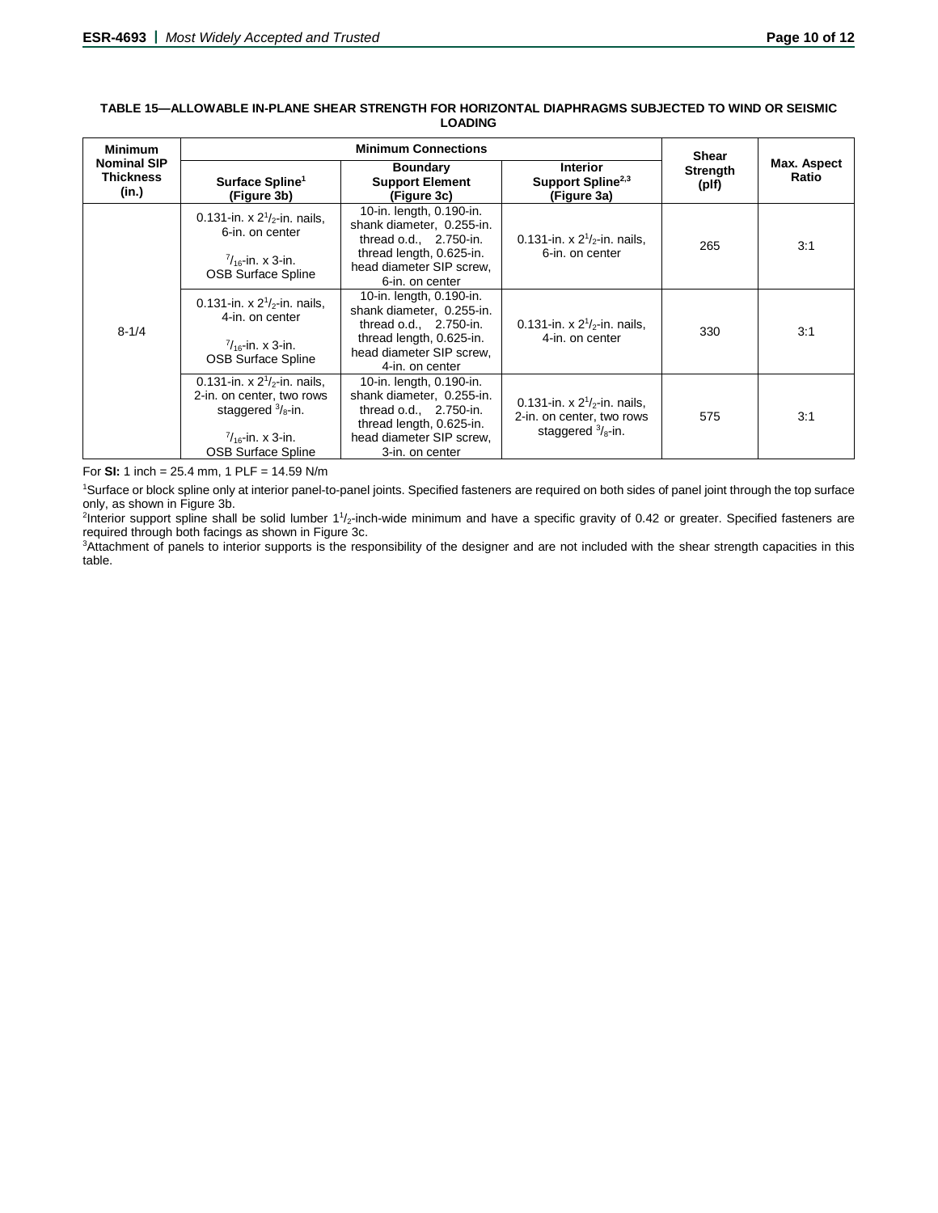**TABLE 15—ALLOWABLE IN-PLANE SHEAR STRENGTH FOR HORIZONTAL DIAPHRAGMS SUBJECTED TO WIND OR SEISMIC LOADING**

| Minimum Nominal SIP Thickness (in.) | Minimum Connections | | | Shear Strength (plf) | Max. Aspect Ratio |
|---|---|---|---|---|---|
| | Surface Spline[1] (Figure 3b) | Boundary Support Element (Figure 3c) | Interior Support Spline[2,3] (Figure 3a) | | |
| 8-1/4 | 0.131-in. x $2^1/_2$-in. nails, 6-in. on center<br><br>$^7/_{16}$-in. x 3-in. OSB Surface Spline | 10-in. length, 0.190-in. shank diameter, 0.255-in. thread o.d., 2.750-in. thread length, 0.625-in. head diameter SIP screw, 6-in. on center | 0.131-in. x $2^1/_2$-in. nails, 6-in. on center | 265 | 3:1 |
| | 0.131-in. x $2^1/_2$-in. nails, 4-in. on center<br><br>$^7/_{16}$-in. x 3-in. OSB Surface Spline | 10-in. length, 0.190-in. shank diameter, 0.255-in. thread o.d., 2.750-in. thread length, 0.625-in. head diameter SIP screw, 4-in. on center | 0.131-in. x $2^1/_2$-in. nails, 4-in. on center | 330 | 3:1 |
| | 0.131-in. x $2^1/_2$-in. nails, 2-in. on center, two rows staggered $^3/_8$-in.<br><br>$^7/_{16}$-in. x 3-in. OSB Surface Spline | 10-in. length, 0.190-in. shank diameter, 0.255-in. thread o.d., 2.750-in. thread length, 0.625-in. head diameter SIP screw, 3-in. on center | 0.131-in. x $2^1/_2$-in. nails, 2-in. on center, two rows staggered $^3/_8$-in. | 575 | 3:1 |

For **SI:** 1 inch = 25.4 mm, 1 PLF = 14.59 N/m

[1]Surface or block spline only at interior panel-to-panel joints. Specified fasteners are required on both sides of panel joint through the top surface only, as shown in Figure 3b.

[2]Interior support spline shall be solid lumber $1^1/_2$-inch-wide minimum and have a specific gravity of 0.42 or greater. Specified fasteners are required through both facings as shown in Figure 3c.

[3]Attachment of panels to interior supports is the responsibility of the designer and are not included with the shear strength capacities in this table.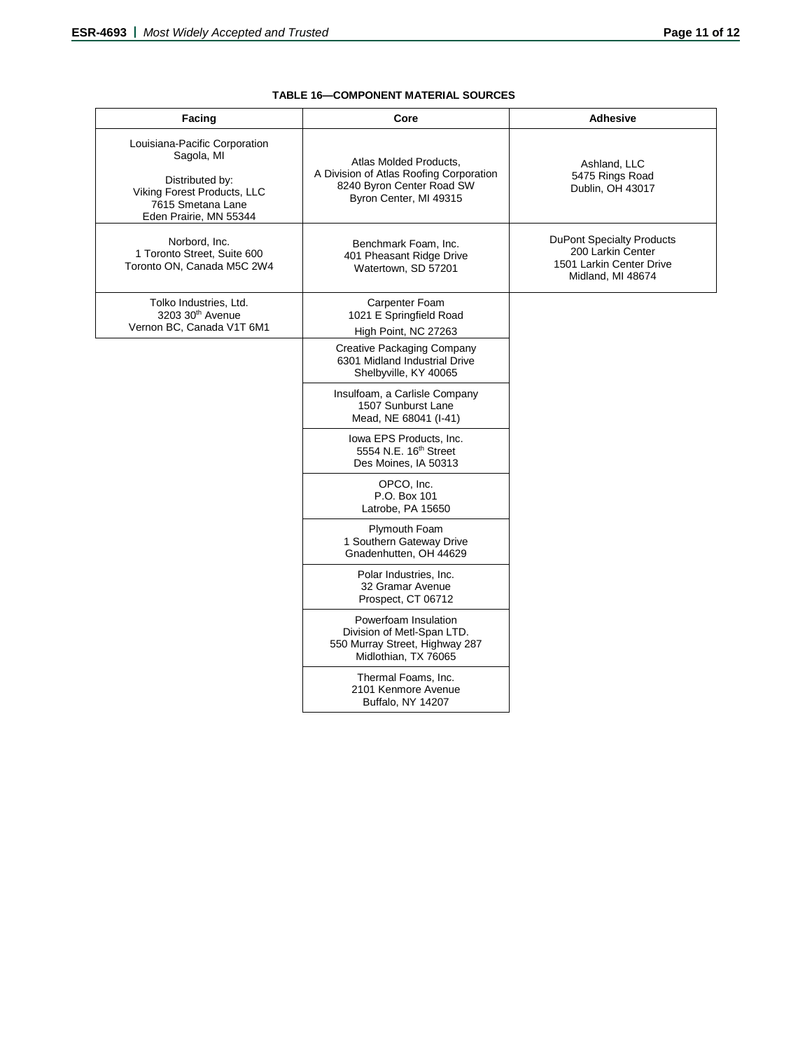**TABLE 16—COMPONENT MATERIAL SOURCES**

| Facing | Core | Adhesive |
|---|---|---|
| Louisiana-Pacific Corporation<br>Sagola, MI<br><br>Distributed by:<br>Viking Forest Products, LLC<br>7615 Smetana Lane<br>Eden Prairie, MN 55344 | Atlas Molded Products,<br>A Division of Atlas Roofing Corporation<br>8240 Byron Center Road SW<br>Byron Center, MI 49315 | Ashland, LLC<br>5475 Rings Road<br>Dublin, OH 43017 |
| Norbord, Inc.<br>1 Toronto Street, Suite 600<br>Toronto ON, Canada M5C 2W4 | Benchmark Foam, Inc.<br>401 Pheasant Ridge Drive<br>Watertown, SD 57201 | DuPont Specialty Products<br>200 Larkin Center<br>1501 Larkin Center Drive<br>Midland, MI 48674 |
| Tolko Industries, Ltd.<br>3203 30th Avenue<br>Vernon BC, Canada V1T 6M1 | Carpenter Foam<br>1021 E Springfield Road<br>High Point, NC 27263 | |
| | Creative Packaging Company<br>6301 Midland Industrial Drive<br>Shelbyville, KY 40065 | |
| | Insulfoam, a Carlisle Company<br>1507 Sunburst Lane<br>Mead, NE 68041 (I-41) | |
| | Iowa EPS Products, Inc.<br>5554 N.E. 16th Street<br>Des Moines, IA 50313 | |
| | OPCO, Inc.<br>P.O. Box 101<br>Latrobe, PA 15650 | |
| | Plymouth Foam<br>1 Southern Gateway Drive<br>Gnadenhutten, OH 44629 | |
| | Polar Industries, Inc.<br>32 Gramar Avenue<br>Prospect, CT 06712 | |
| | Powerfoam Insulation<br>Division of Metl-Span LTD.<br>550 Murray Street, Highway 287<br>Midlothian, TX 76065 | |
| | Thermal Foams, Inc.<br>2101 Kenmore Avenue<br>Buffalo, NY 14207 | |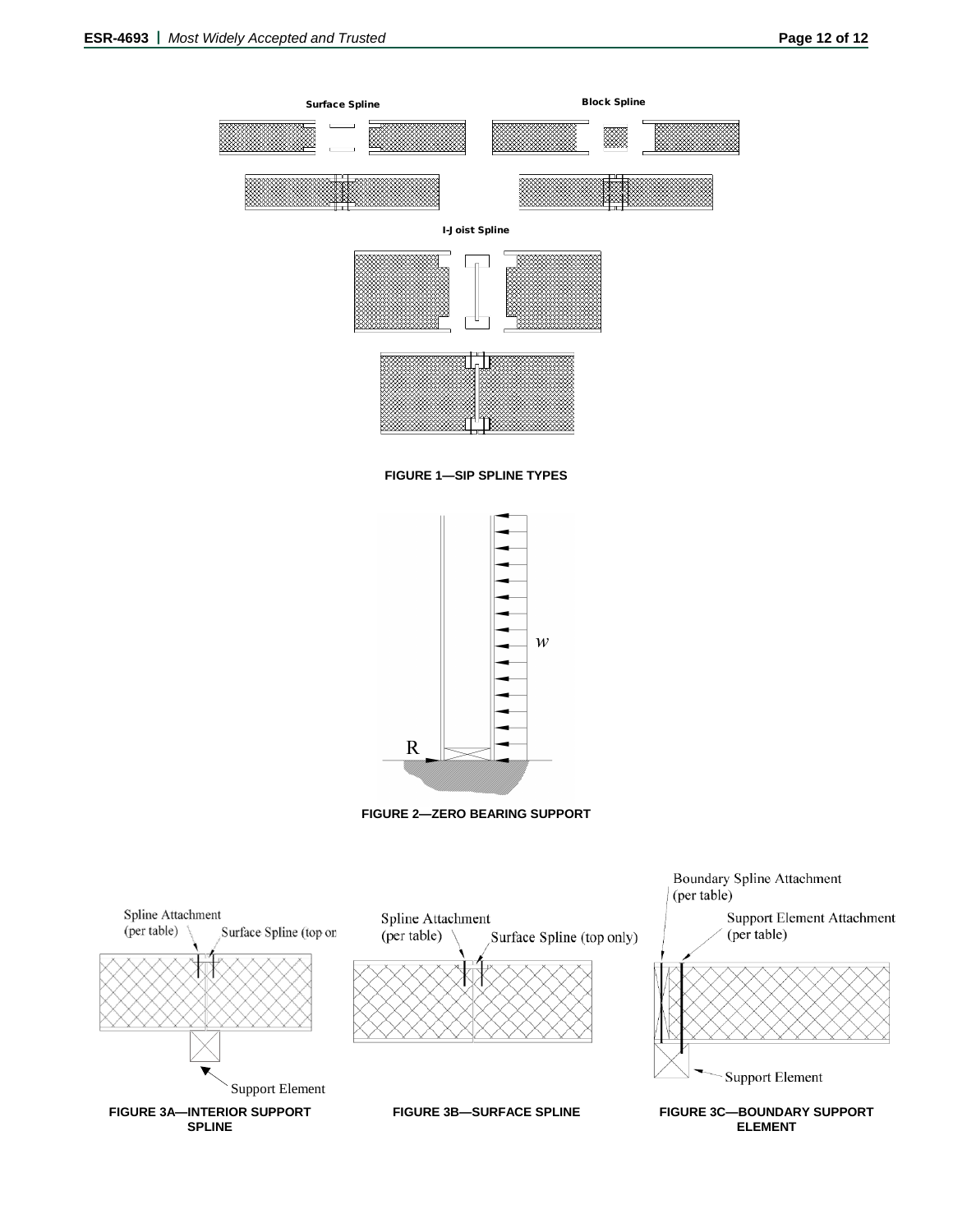Surface Spline

Block Spline

I-Joist Spline

**FIGURE 1—SIP SPLINE TYPES**

$w$

R

**FIGURE 2—ZERO BEARING SUPPORT**

Spline Attachment (per table)

Surface Spline (top on

Support Element

**FIGURE 3A—INTERIOR SUPPORT SPLINE**

Spline Attachment (per table)

Surface Spline (top only)

**FIGURE 3B—SURFACE SPLINE**

Boundary Spline Attachment (per table)

Support Element Attachment (per table)

Support Element

**FIGURE 3C—BOUNDARY SUPPORT ELEMENT**